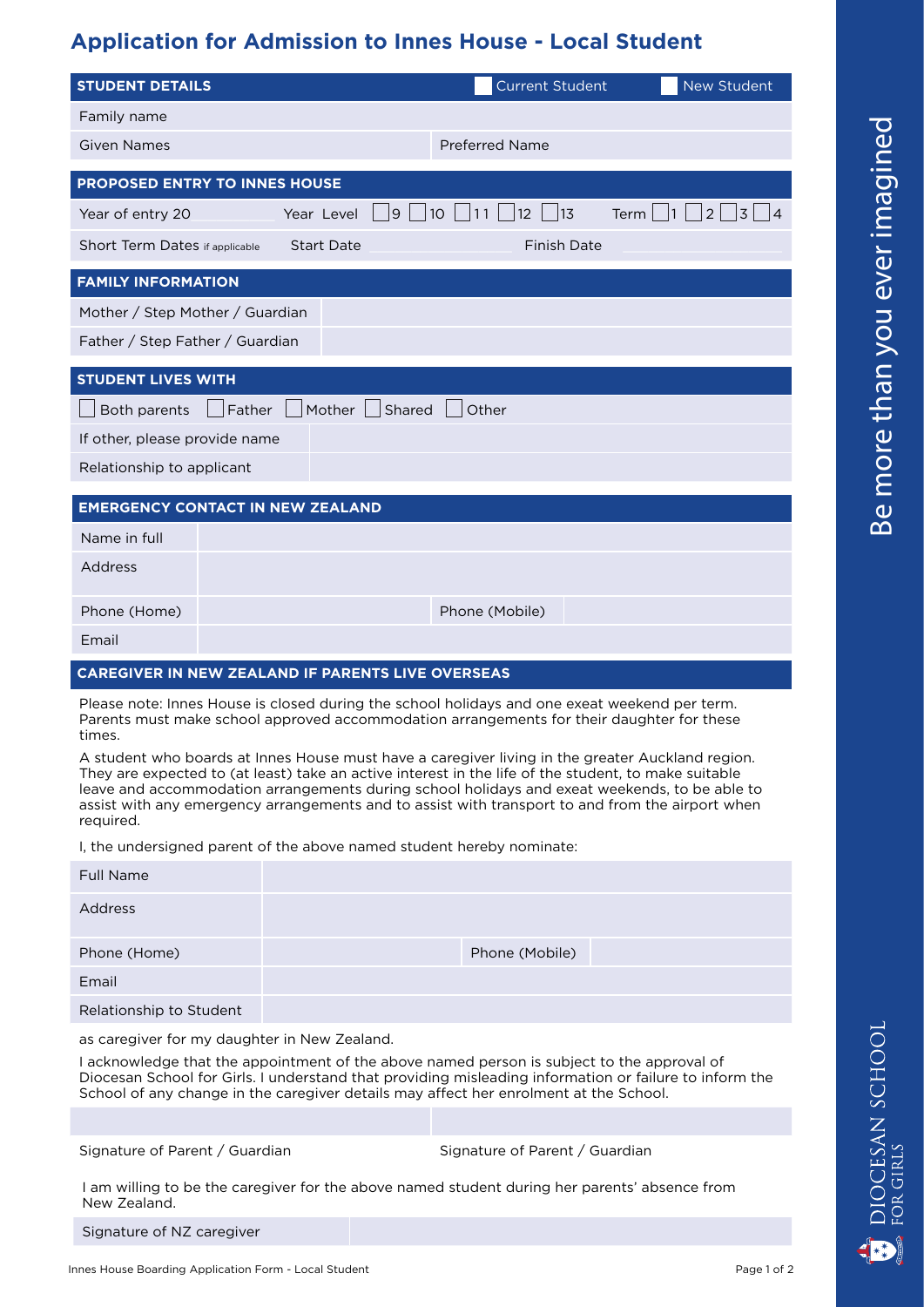# Application for Admission to Innes House - Local Student

| **STUDENT DETAILS** | ☐ Current Student | ☐ New Student |
|---|---|---|
| Family name | | |
| Given Names | Preferred Name | |

| **PROPOSED ENTRY TO INNES HOUSE** | |
|---|---|
| Year of entry 20 | Year Level ☐ 9 ☐ 10 ☐ 11 ☐ 12 ☐ 13 &nbsp;&nbsp; Term ☐ 1 ☐ 2 ☐ 3 ☐ 4 |
| Short Term Dates if applicable | Start Date &nbsp;&nbsp;&nbsp; Finish Date |

| **FAMILY INFORMATION** | |
|---|---|
| Mother / Step Mother / Guardian | |
| Father / Step Father / Guardian | |

| **STUDENT LIVES WITH** | |
|---|---|
| ☐ Both parents ☐ Father ☐ Mother ☐ Shared ☐ Other | |
| If other, please provide name | |
| Relationship to applicant | |

| **EMERGENCY CONTACT IN NEW ZEALAND** | | | |
|---|---|---|---|
| Name in full | | | |
| Address | | | |
| Phone (Home) | | Phone (Mobile) | |
| Email | | | |

## CAREGIVER IN NEW ZEALAND IF PARENTS LIVE OVERSEAS

Please note: Innes House is closed during the school holidays and one exeat weekend per term. Parents must make school approved accommodation arrangements for their daughter for these times.

A student who boards at Innes House must have a caregiver living in the greater Auckland region. They are expected to (at least) take an active interest in the life of the student, to make suitable leave and accommodation arrangements during school holidays and exeat weekends, to be able to assist with any emergency arrangements and to assist with transport to and from the airport when required.

I, the undersigned parent of the above named student hereby nominate:

| Full Name | | | |
|---|---|---|---|
| Address | | | |
| Phone (Home) | | Phone (Mobile) | |
| Email | | | |
| Relationship to Student | | | |

as caregiver for my daughter in New Zealand.

I acknowledge that the appointment of the above named person is subject to the approval of Diocesan School for Girls. I understand that providing misleading information or failure to inform the School of any change in the caregiver details may affect her enrolment at the School.

| | |
|---|---|
| Signature of Parent / Guardian | Signature of Parent / Guardian |

I am willing to be the caregiver for the above named student during her parents' absence from New Zealand.

| Signature of NZ caregiver | |
|---|---|

Be more than you ever imagined

DIOCESAN SCHOOL FOR GIRLS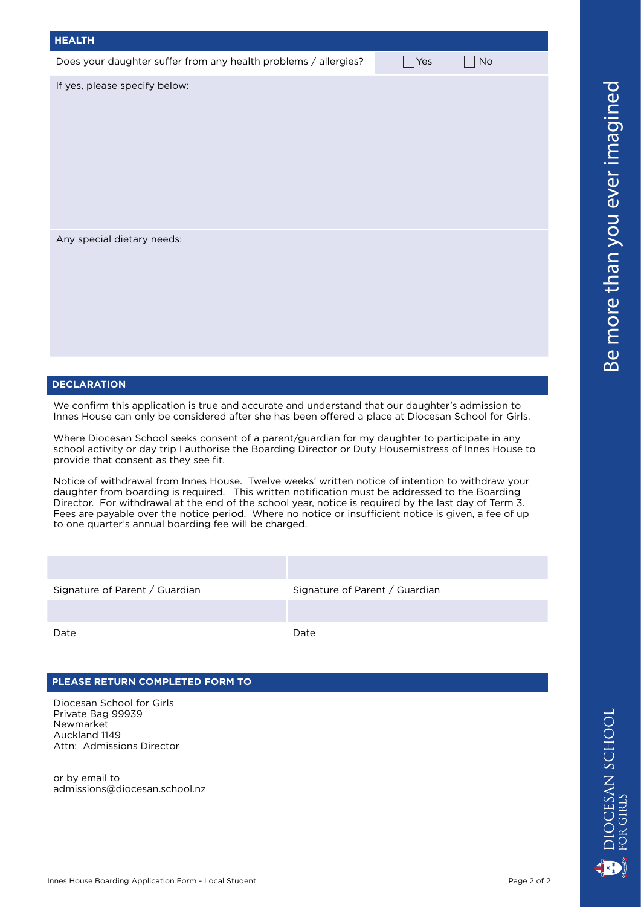## HEALTH

Does your daughter suffer from any health problems / allergies? ☐ Yes ☐ No

If yes, please specify below:

Any special dietary needs:

## DECLARATION

We confirm this application is true and accurate and understand that our daughter's admission to Innes House can only be considered after she has been offered a place at Diocesan School for Girls.

Where Diocesan School seeks consent of a parent/guardian for my daughter to participate in any school activity or day trip I authorise the Boarding Director or Duty Housemistress of Innes House to provide that consent as they see fit.

Notice of withdrawal from Innes House. Twelve weeks' written notice of intention to withdraw your daughter from boarding is required. This written notification must be addressed to the Boarding Director. For withdrawal at the end of the school year, notice is required by the last day of Term 3. Fees are payable over the notice period. Where no notice or insufficient notice is given, a fee of up to one quarter's annual boarding fee will be charged.

| | |
|---|---|
| Signature of Parent / Guardian | Signature of Parent / Guardian |
| | |
| Date | Date |

## PLEASE RETURN COMPLETED FORM TO

Diocesan School for Girls
Private Bag 99939
Newmarket
Auckland 1149
Attn: Admissions Director

or by email to
admissions@diocesan.school.nz